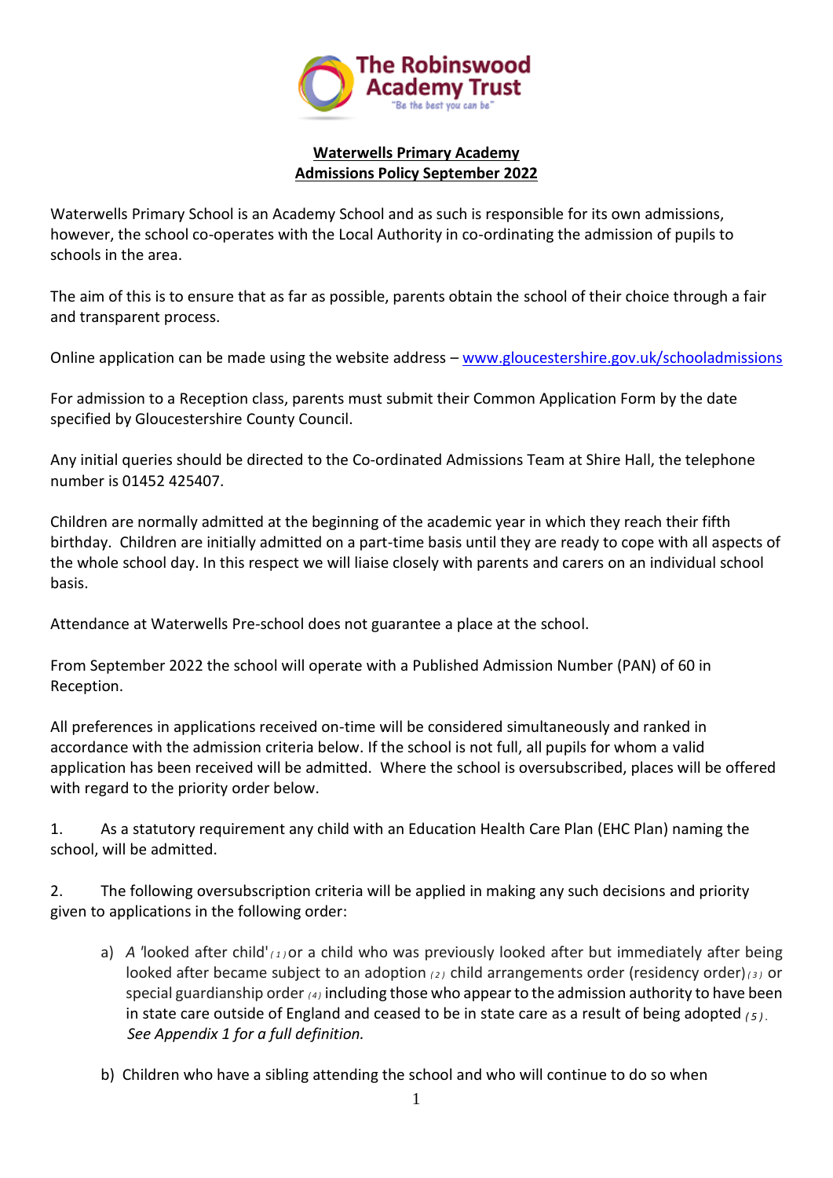The Robinswood Academy Trust
"Be the best you can be"

**Waterwells Primary Academy**
**Admissions Policy September 2022**

Waterwells Primary School is an Academy School and as such is responsible for its own admissions, however, the school co-operates with the Local Authority in co-ordinating the admission of pupils to schools in the area.

The aim of this is to ensure that as far as possible, parents obtain the school of their choice through a fair and transparent process.

Online application can be made using the website address – [www.gloucestershire.gov.uk/schooladmissions](http://www.gloucestershire.gov.uk/schooladmissions)

For admission to a Reception class, parents must submit their Common Application Form by the date specified by Gloucestershire County Council.

Any initial queries should be directed to the Co-ordinated Admissions Team at Shire Hall, the telephone number is 01452 425407.

Children are normally admitted at the beginning of the academic year in which they reach their fifth birthday. Children are initially admitted on a part-time basis until they are ready to cope with all aspects of the whole school day. In this respect we will liaise closely with parents and carers on an individual school basis.

Attendance at Waterwells Pre-school does not guarantee a place at the school.

From September 2022 the school will operate with a Published Admission Number (PAN) of 60 in Reception.

All preferences in applications received on-time will be considered simultaneously and ranked in accordance with the admission criteria below. If the school is not full, all pupils for whom a valid application has been received will be admitted. Where the school is oversubscribed, places will be offered with regard to the priority order below.

1. As a statutory requirement any child with an Education Health Care Plan (EHC Plan) naming the school, will be admitted.

2. The following oversubscription criteria will be applied in making any such decisions and priority given to applications in the following order:

   a) *A* 'looked after child' (1) or a child who was previously looked after but immediately after being looked after became subject to an adoption (2) child arrangements order (residency order) (3) or special guardianship order (4) including those who appear to the admission authority to have been in state care outside of England and ceased to be in state care as a result of being adopted (5). *See Appendix 1 for a full definition.*

   b) Children who have a sibling attending the school and who will continue to do so when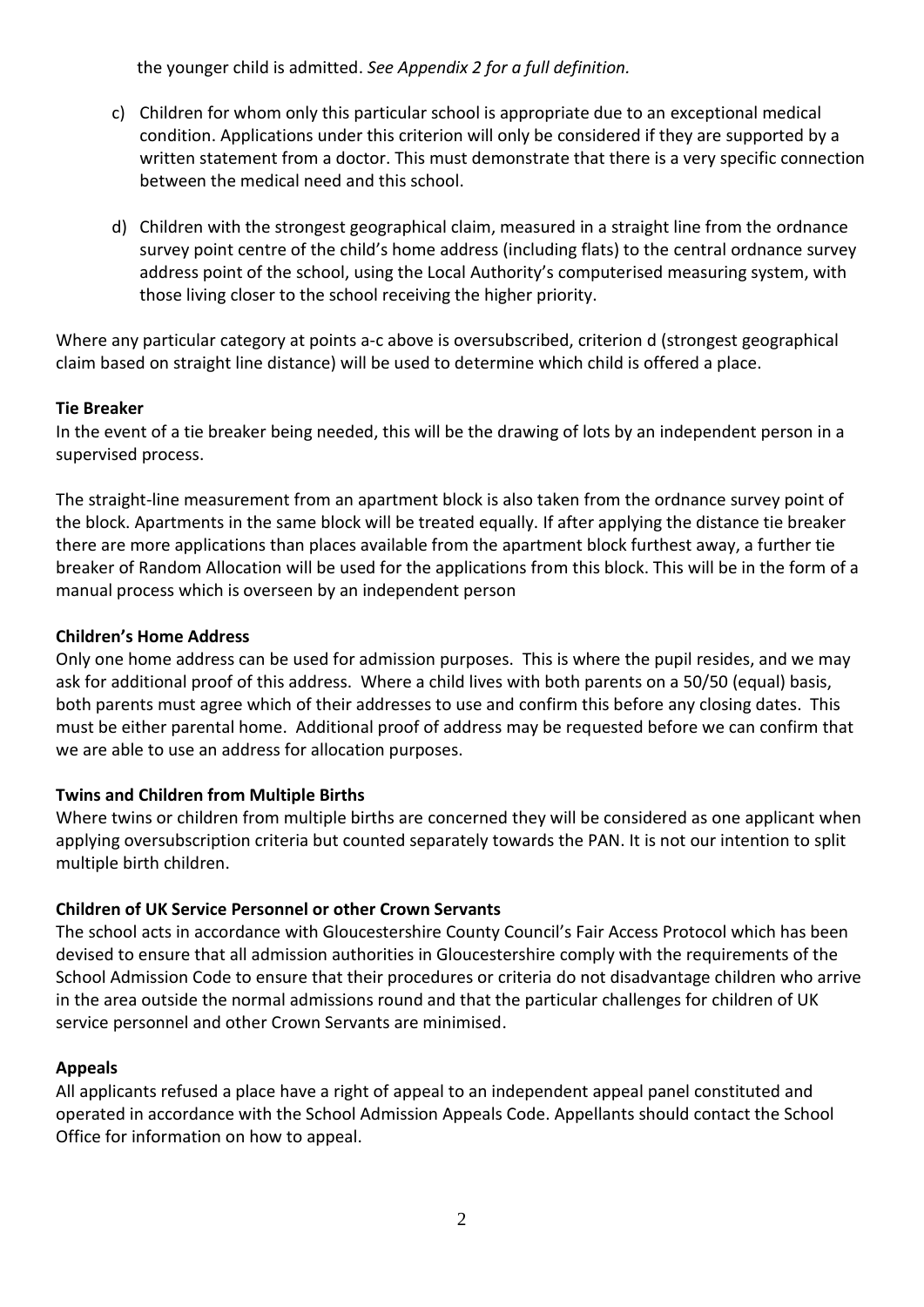the younger child is admitted. *See Appendix 2 for a full definition.*

c) Children for whom only this particular school is appropriate due to an exceptional medical condition. Applications under this criterion will only be considered if they are supported by a written statement from a doctor. This must demonstrate that there is a very specific connection between the medical need and this school.

d) Children with the strongest geographical claim, measured in a straight line from the ordnance survey point centre of the child's home address (including flats) to the central ordnance survey address point of the school, using the Local Authority's computerised measuring system, with those living closer to the school receiving the higher priority.

Where any particular category at points a-c above is oversubscribed, criterion d (strongest geographical claim based on straight line distance) will be used to determine which child is offered a place.

**Tie Breaker**

In the event of a tie breaker being needed, this will be the drawing of lots by an independent person in a supervised process.

The straight-line measurement from an apartment block is also taken from the ordnance survey point of the block. Apartments in the same block will be treated equally. If after applying the distance tie breaker there are more applications than places available from the apartment block furthest away, a further tie breaker of Random Allocation will be used for the applications from this block. This will be in the form of a manual process which is overseen by an independent person

**Children's Home Address**

Only one home address can be used for admission purposes. This is where the pupil resides, and we may ask for additional proof of this address. Where a child lives with both parents on a 50/50 (equal) basis, both parents must agree which of their addresses to use and confirm this before any closing dates. This must be either parental home. Additional proof of address may be requested before we can confirm that we are able to use an address for allocation purposes.

**Twins and Children from Multiple Births**

Where twins or children from multiple births are concerned they will be considered as one applicant when applying oversubscription criteria but counted separately towards the PAN. It is not our intention to split multiple birth children.

**Children of UK Service Personnel or other Crown Servants**

The school acts in accordance with Gloucestershire County Council's Fair Access Protocol which has been devised to ensure that all admission authorities in Gloucestershire comply with the requirements of the School Admission Code to ensure that their procedures or criteria do not disadvantage children who arrive in the area outside the normal admissions round and that the particular challenges for children of UK service personnel and other Crown Servants are minimised.

**Appeals**

All applicants refused a place have a right of appeal to an independent appeal panel constituted and operated in accordance with the School Admission Appeals Code. Appellants should contact the School Office for information on how to appeal.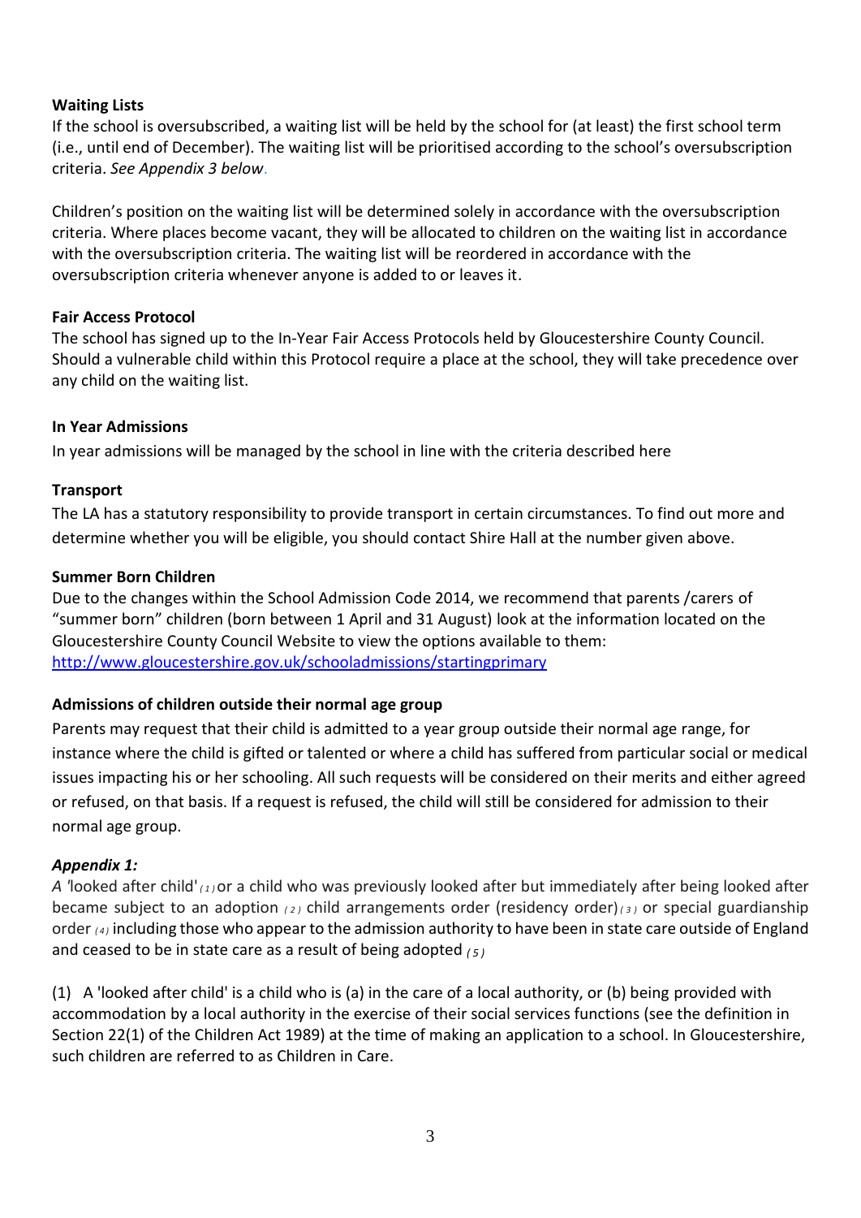**Waiting Lists**

If the school is oversubscribed, a waiting list will be held by the school for (at least) the first school term (i.e., until end of December). The waiting list will be prioritised according to the school's oversubscription criteria. *See Appendix 3 below*.

Children's position on the waiting list will be determined solely in accordance with the oversubscription criteria. Where places become vacant, they will be allocated to children on the waiting list in accordance with the oversubscription criteria. The waiting list will be reordered in accordance with the oversubscription criteria whenever anyone is added to or leaves it.

**Fair Access Protocol**

The school has signed up to the In-Year Fair Access Protocols held by Gloucestershire County Council. Should a vulnerable child within this Protocol require a place at the school, they will take precedence over any child on the waiting list.

**In Year Admissions**

In year admissions will be managed by the school in line with the criteria described here

**Transport**

The LA has a statutory responsibility to provide transport in certain circumstances. To find out more and determine whether you will be eligible, you should contact Shire Hall at the number given above.

**Summer Born Children**

Due to the changes within the School Admission Code 2014, we recommend that parents /carers of "summer born" children (born between 1 April and 31 August) look at the information located on the Gloucestershire County Council Website to view the options available to them: [http://www.gloucestershire.gov.uk/schooladmissions/startingprimary](http://www.gloucestershire.gov.uk/schooladmissions/startingprimary)

**Admissions of children outside their normal age group**

Parents may request that their child is admitted to a year group outside their normal age range, for instance where the child is gifted or talented or where a child has suffered from particular social or medical issues impacting his or her schooling. All such requests will be considered on their merits and either agreed or refused, on that basis. If a request is refused, the child will still be considered for admission to their normal age group.

***Appendix 1:***

*A* 'looked after child' (1) or a child who was previously looked after but immediately after being looked after became subject to an adoption (2) child arrangements order (residency order) (3) or special guardianship order (4) including those who appear to the admission authority to have been in state care outside of England and ceased to be in state care as a result of being adopted (5)

(1) A 'looked after child' is a child who is (a) in the care of a local authority, or (b) being provided with accommodation by a local authority in the exercise of their social services functions (see the definition in Section 22(1) of the Children Act 1989) at the time of making an application to a school. In Gloucestershire, such children are referred to as Children in Care.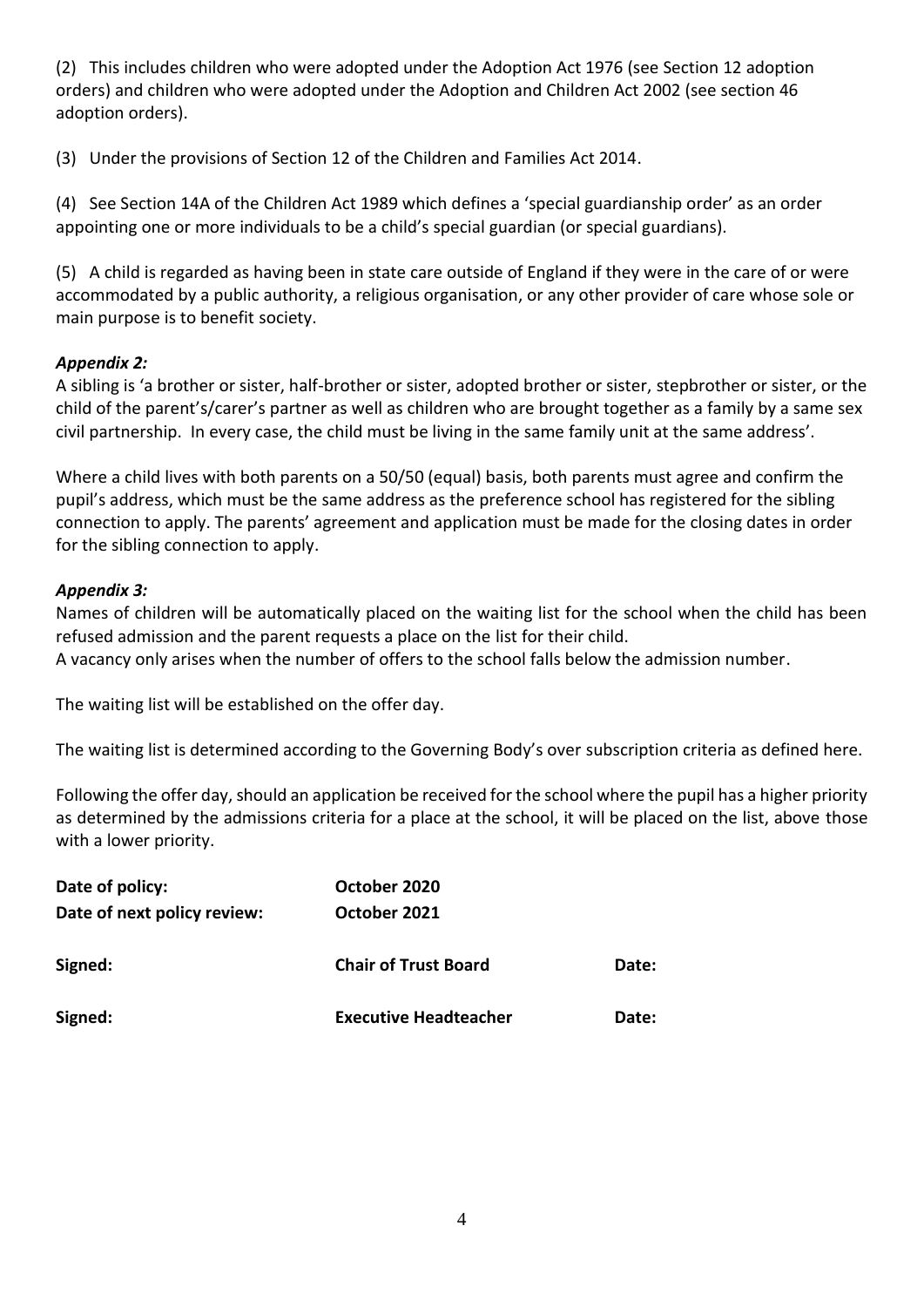(2) This includes children who were adopted under the Adoption Act 1976 (see Section 12 adoption orders) and children who were adopted under the Adoption and Children Act 2002 (see section 46 adoption orders).

(3) Under the provisions of Section 12 of the Children and Families Act 2014.

(4) See Section 14A of the Children Act 1989 which defines a 'special guardianship order' as an order appointing one or more individuals to be a child's special guardian (or special guardians).

(5) A child is regarded as having been in state care outside of England if they were in the care of or were accommodated by a public authority, a religious organisation, or any other provider of care whose sole or main purpose is to benefit society.

***Appendix 2:***

A sibling is 'a brother or sister, half-brother or sister, adopted brother or sister, stepbrother or sister, or the child of the parent's/carer's partner as well as children who are brought together as a family by a same sex civil partnership. In every case, the child must be living in the same family unit at the same address'.

Where a child lives with both parents on a 50/50 (equal) basis, both parents must agree and confirm the pupil's address, which must be the same address as the preference school has registered for the sibling connection to apply. The parents' agreement and application must be made for the closing dates in order for the sibling connection to apply.

***Appendix 3:***

Names of children will be automatically placed on the waiting list for the school when the child has been refused admission and the parent requests a place on the list for their child.
A vacancy only arises when the number of offers to the school falls below the admission number.

The waiting list will be established on the offer day.

The waiting list is determined according to the Governing Body's over subscription criteria as defined here.

Following the offer day, should an application be received for the school where the pupil has a higher priority as determined by the admissions criteria for a place at the school, it will be placed on the list, above those with a lower priority.

| | | |
|---|---|---|
| **Date of policy:** | **October 2020** | |
| **Date of next policy review:** | **October 2021** | |
| **Signed:** | **Chair of Trust Board** | **Date:** |
| **Signed:** | **Executive Headteacher** | **Date:** |